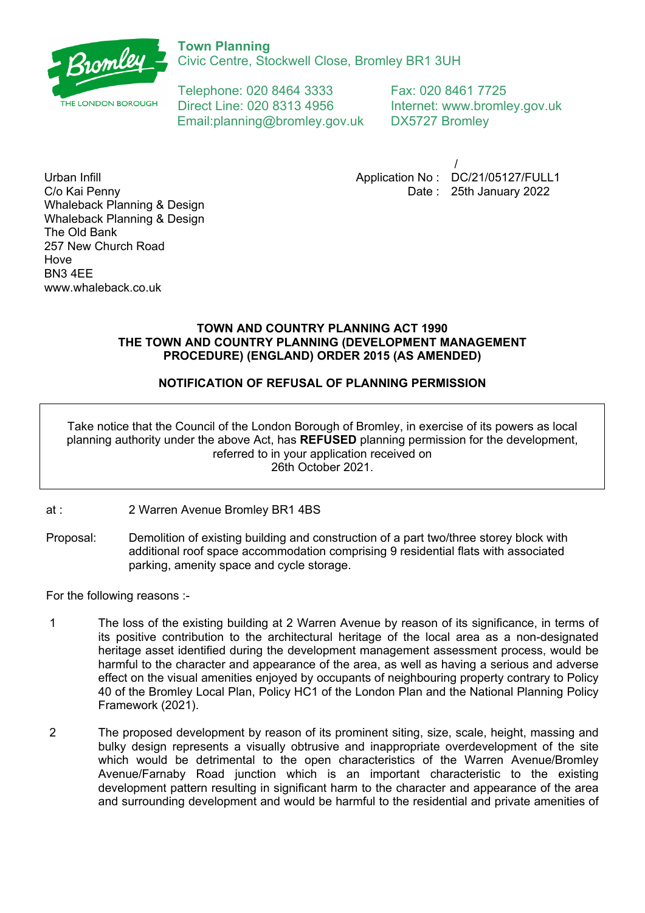**Town Planning**
Civic Centre, Stockwell Close, Bromley BR1 3UH

Telephone: 020 8464 3333
Direct Line: 020 8313 4956
Email:planning@bromley.gov.uk

Fax: 020 8461 7725
Internet: www.bromley.gov.uk
DX5727 Bromley

Urban Infill
C/o Kai Penny
Whaleback Planning & Design
Whaleback Planning & Design
The Old Bank
257 New Church Road
Hove
BN3 4EE
www.whaleback.co.uk

/
Application No : DC/21/05127/FULL1
Date : 25th January 2022

**TOWN AND COUNTRY PLANNING ACT 1990**
**THE TOWN AND COUNTRY PLANNING (DEVELOPMENT MANAGEMENT PROCEDURE) (ENGLAND) ORDER 2015 (AS AMENDED)**

**NOTIFICATION OF REFUSAL OF PLANNING PERMISSION**

Take notice that the Council of the London Borough of Bromley, in exercise of its powers as local planning authority under the above Act, has **REFUSED** planning permission for the development, referred to in your application received on 26th October 2021.

at : 2 Warren Avenue Bromley BR1 4BS

Proposal: Demolition of existing building and construction of a part two/three storey block with additional roof space accommodation comprising 9 residential flats with associated parking, amenity space and cycle storage.

For the following reasons :-

1 The loss of the existing building at 2 Warren Avenue by reason of its significance, in terms of its positive contribution to the architectural heritage of the local area as a non-designated heritage asset identified during the development management assessment process, would be harmful to the character and appearance of the area, as well as having a serious and adverse effect on the visual amenities enjoyed by occupants of neighbouring property contrary to Policy 40 of the Bromley Local Plan, Policy HC1 of the London Plan and the National Planning Policy Framework (2021).

2 The proposed development by reason of its prominent siting, size, scale, height, massing and bulky design represents a visually obtrusive and inappropriate overdevelopment of the site which would be detrimental to the open characteristics of the Warren Avenue/Bromley Avenue/Farnaby Road junction which is an important characteristic to the existing development pattern resulting in significant harm to the character and appearance of the area and surrounding development and would be harmful to the residential and private amenities of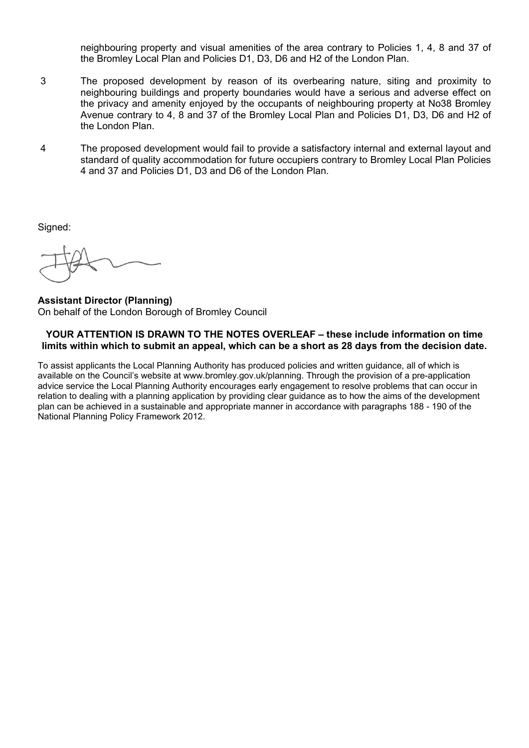neighbouring property and visual amenities of the area contrary to Policies 1, 4, 8 and 37 of the Bromley Local Plan and Policies D1, D3, D6 and H2 of the London Plan.

3 The proposed development by reason of its overbearing nature, siting and proximity to neighbouring buildings and property boundaries would have a serious and adverse effect on the privacy and amenity enjoyed by the occupants of neighbouring property at No38 Bromley Avenue contrary to 4, 8 and 37 of the Bromley Local Plan and Policies D1, D3, D6 and H2 of the London Plan.

4 The proposed development would fail to provide a satisfactory internal and external layout and standard of quality accommodation for future occupiers contrary to Bromley Local Plan Policies 4 and 37 and Policies D1, D3 and D6 of the London Plan.

Signed:

**Assistant Director (Planning)**
On behalf of the London Borough of Bromley Council

**YOUR ATTENTION IS DRAWN TO THE NOTES OVERLEAF – these include information on time limits within which to submit an appeal, which can be a short as 28 days from the decision date.**

To assist applicants the Local Planning Authority has produced policies and written guidance, all of which is available on the Council's website at www.bromley.gov.uk/planning. Through the provision of a pre-application advice service the Local Planning Authority encourages early engagement to resolve problems that can occur in relation to dealing with a planning application by providing clear guidance as to how the aims of the development plan can be achieved in a sustainable and appropriate manner in accordance with paragraphs 188 - 190 of the National Planning Policy Framework 2012.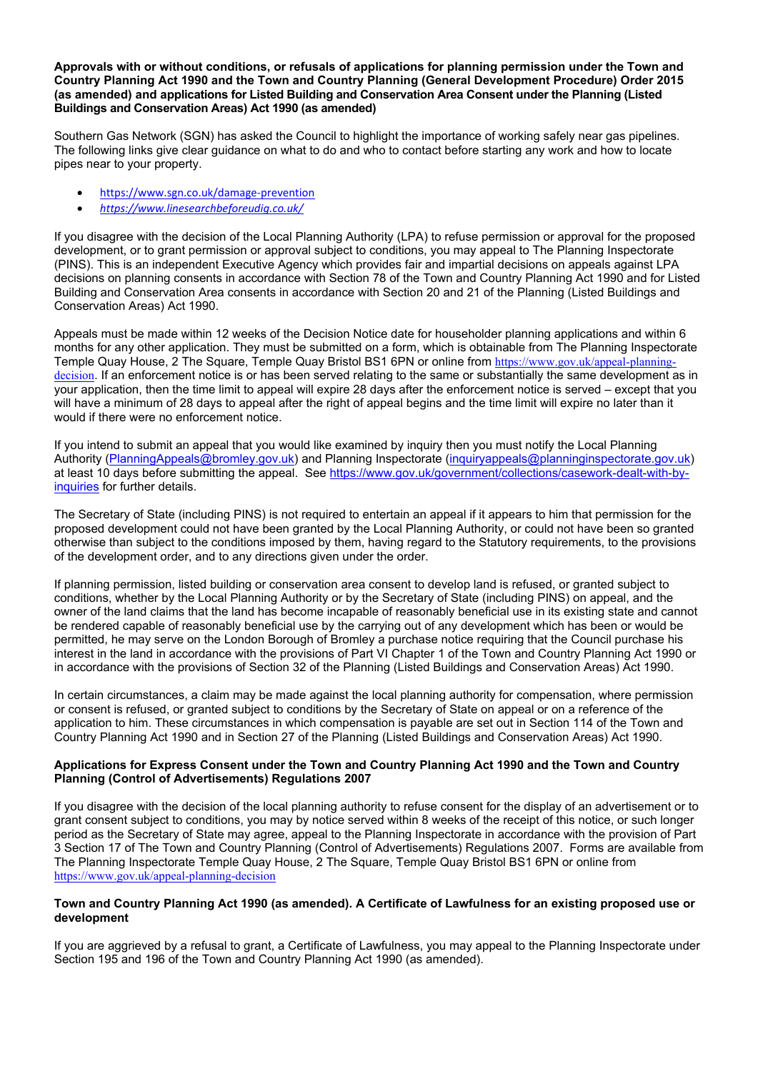**Approvals with or without conditions, or refusals of applications for planning permission under the Town and Country Planning Act 1990 and the Town and Country Planning (General Development Procedure) Order 2015 (as amended) and applications for Listed Building and Conservation Area Consent under the Planning (Listed Buildings and Conservation Areas) Act 1990 (as amended)**

Southern Gas Network (SGN) has asked the Council to highlight the importance of working safely near gas pipelines. The following links give clear guidance on what to do and who to contact before starting any work and how to locate pipes near to your property.

- https://www.sgn.co.uk/damage-prevention
- *https://www.linesearchbeforeudig.co.uk/*

If you disagree with the decision of the Local Planning Authority (LPA) to refuse permission or approval for the proposed development, or to grant permission or approval subject to conditions, you may appeal to The Planning Inspectorate (PINS). This is an independent Executive Agency which provides fair and impartial decisions on appeals against LPA decisions on planning consents in accordance with Section 78 of the Town and Country Planning Act 1990 and for Listed Building and Conservation Area consents in accordance with Section 20 and 21 of the Planning (Listed Buildings and Conservation Areas) Act 1990.

Appeals must be made within 12 weeks of the Decision Notice date for householder planning applications and within 6 months for any other application. They must be submitted on a form, which is obtainable from The Planning Inspectorate Temple Quay House, 2 The Square, Temple Quay Bristol BS1 6PN or online from https://www.gov.uk/appeal-planning-decision. If an enforcement notice is or has been served relating to the same or substantially the same development as in your application, then the time limit to appeal will expire 28 days after the enforcement notice is served – except that you will have a minimum of 28 days to appeal after the right of appeal begins and the time limit will expire no later than it would if there were no enforcement notice.

If you intend to submit an appeal that you would like examined by inquiry then you must notify the Local Planning Authority (PlanningAppeals@bromley.gov.uk) and Planning Inspectorate (inquiryappeals@planninginspectorate.gov.uk) at least 10 days before submitting the appeal. See https://www.gov.uk/government/collections/casework-dealt-with-by-inquiries for further details.

The Secretary of State (including PINS) is not required to entertain an appeal if it appears to him that permission for the proposed development could not have been granted by the Local Planning Authority, or could not have been so granted otherwise than subject to the conditions imposed by them, having regard to the Statutory requirements, to the provisions of the development order, and to any directions given under the order.

If planning permission, listed building or conservation area consent to develop land is refused, or granted subject to conditions, whether by the Local Planning Authority or by the Secretary of State (including PINS) on appeal, and the owner of the land claims that the land has become incapable of reasonably beneficial use in its existing state and cannot be rendered capable of reasonably beneficial use by the carrying out of any development which has been or would be permitted, he may serve on the London Borough of Bromley a purchase notice requiring that the Council purchase his interest in the land in accordance with the provisions of Part VI Chapter 1 of the Town and Country Planning Act 1990 or in accordance with the provisions of Section 32 of the Planning (Listed Buildings and Conservation Areas) Act 1990.

In certain circumstances, a claim may be made against the local planning authority for compensation, where permission or consent is refused, or granted subject to conditions by the Secretary of State on appeal or on a reference of the application to him. These circumstances in which compensation is payable are set out in Section 114 of the Town and Country Planning Act 1990 and in Section 27 of the Planning (Listed Buildings and Conservation Areas) Act 1990.

**Applications for Express Consent under the Town and Country Planning Act 1990 and the Town and Country Planning (Control of Advertisements) Regulations 2007**

If you disagree with the decision of the local planning authority to refuse consent for the display of an advertisement or to grant consent subject to conditions, you may by notice served within 8 weeks of the receipt of this notice, or such longer period as the Secretary of State may agree, appeal to the Planning Inspectorate in accordance with the provision of Part 3 Section 17 of The Town and Country Planning (Control of Advertisements) Regulations 2007. Forms are available from The Planning Inspectorate Temple Quay House, 2 The Square, Temple Quay Bristol BS1 6PN or online from https://www.gov.uk/appeal-planning-decision

**Town and Country Planning Act 1990 (as amended). A Certificate of Lawfulness for an existing proposed use or development**

If you are aggrieved by a refusal to grant, a Certificate of Lawfulness, you may appeal to the Planning Inspectorate under Section 195 and 196 of the Town and Country Planning Act 1990 (as amended).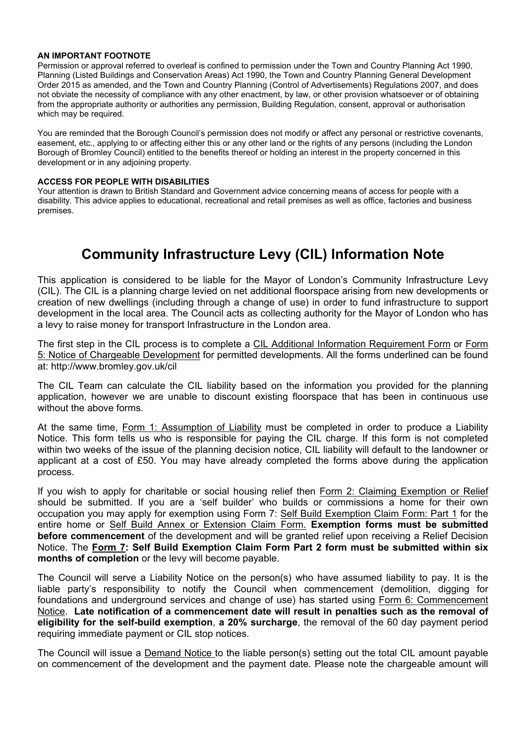**AN IMPORTANT FOOTNOTE**

Permission or approval referred to overleaf is confined to permission under the Town and Country Planning Act 1990, Planning (Listed Buildings and Conservation Areas) Act 1990, the Town and Country Planning General Development Order 2015 as amended, and the Town and Country Planning (Control of Advertisements) Regulations 2007, and does not obviate the necessity of compliance with any other enactment, by law, or other provision whatsoever or of obtaining from the appropriate authority or authorities any permission, Building Regulation, consent, approval or authorisation which may be required.

You are reminded that the Borough Council's permission does not modify or affect any personal or restrictive covenants, easement, etc., applying to or affecting either this or any other land or the rights of any persons (including the London Borough of Bromley Council) entitled to the benefits thereof or holding an interest in the property concerned in this development or in any adjoining property.

**ACCESS FOR PEOPLE WITH DISABILITIES**

Your attention is drawn to British Standard and Government advice concerning means of access for people with a disability. This advice applies to educational, recreational and retail premises as well as office, factories and business premises.

# Community Infrastructure Levy (CIL) Information Note

This application is considered to be liable for the Mayor of London's Community Infrastructure Levy (CIL). The CIL is a planning charge levied on net additional floorspace arising from new developments or creation of new dwellings (including through a change of use) in order to fund infrastructure to support development in the local area. The Council acts as collecting authority for the Mayor of London who has a levy to raise money for transport Infrastructure in the London area.

The first step in the CIL process is to complete a CIL Additional Information Requirement Form or Form 5: Notice of Chargeable Development for permitted developments. All the forms underlined can be found at: http://www.bromley.gov.uk/cil

The CIL Team can calculate the CIL liability based on the information you provided for the planning application, however we are unable to discount existing floorspace that has been in continuous use without the above forms.

At the same time, Form 1: Assumption of Liability must be completed in order to produce a Liability Notice. This form tells us who is responsible for paying the CIL charge. If this form is not completed within two weeks of the issue of the planning decision notice, CIL liability will default to the landowner or applicant at a cost of £50. You may have already completed the forms above during the application process.

If you wish to apply for charitable or social housing relief then Form 2: Claiming Exemption or Relief should be submitted. If you are a 'self builder' who builds or commissions a home for their own occupation you may apply for exemption using Form 7: Self Build Exemption Claim Form: Part 1 for the entire home or Self Build Annex or Extension Claim Form. **Exemption forms must be submitted before commencement** of the development and will be granted relief upon receiving a Relief Decision Notice. The **Form 7: Self Build Exemption Claim Form Part 2 form must be submitted within six months of completion** or the levy will become payable.

The Council will serve a Liability Notice on the person(s) who have assumed liability to pay. It is the liable party's responsibility to notify the Council when commencement (demolition, digging for foundations and underground services and change of use) has started using Form 6: Commencement Notice. **Late notification of a commencement date will result in penalties such as the removal of eligibility for the self-build exemption**, **a 20% surcharge**, the removal of the 60 day payment period requiring immediate payment or CIL stop notices.

The Council will issue a Demand Notice to the liable person(s) setting out the total CIL amount payable on commencement of the development and the payment date. Please note the chargeable amount will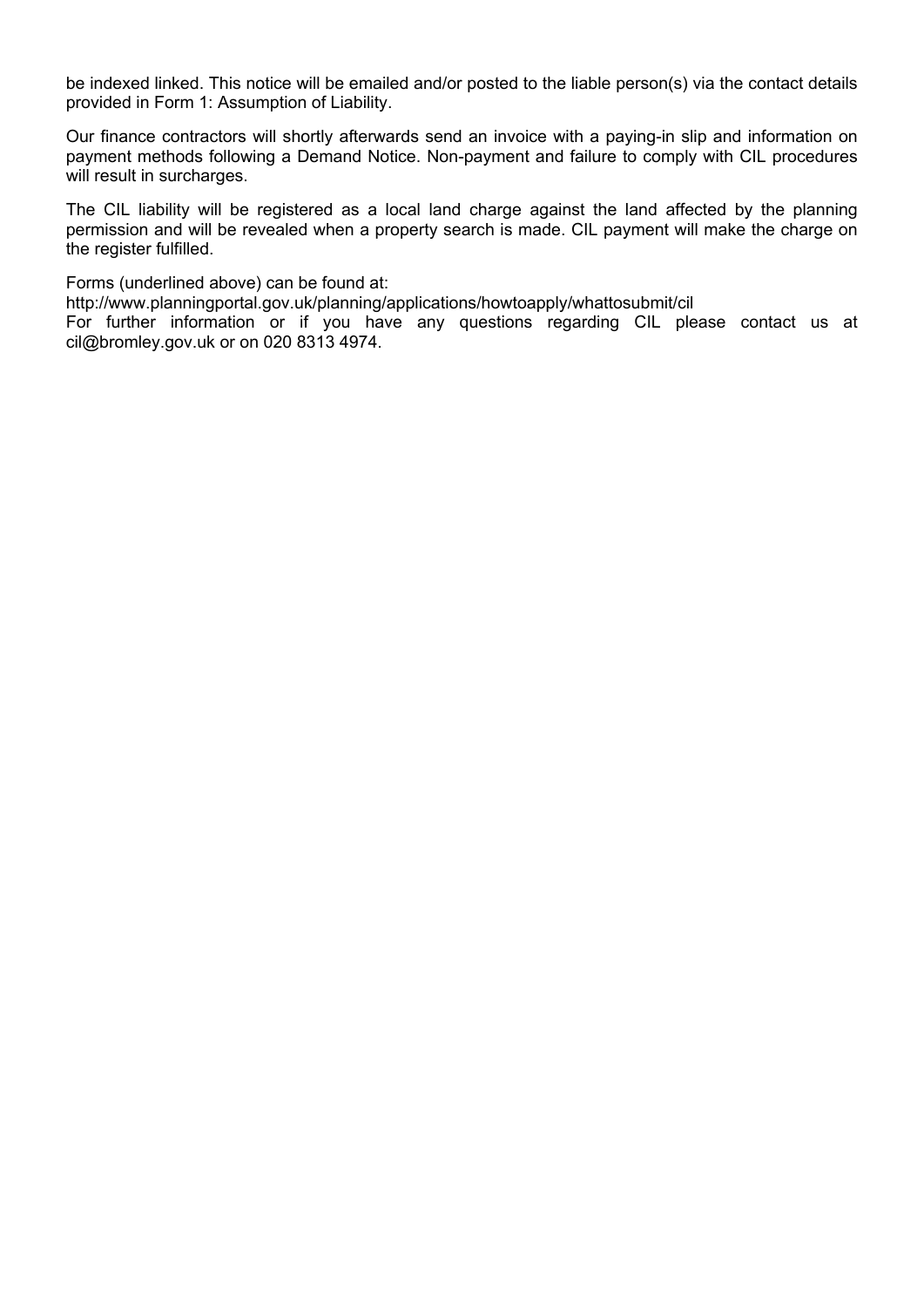be indexed linked. This notice will be emailed and/or posted to the liable person(s) via the contact details provided in Form 1: Assumption of Liability.

Our finance contractors will shortly afterwards send an invoice with a paying-in slip and information on payment methods following a Demand Notice. Non-payment and failure to comply with CIL procedures will result in surcharges.

The CIL liability will be registered as a local land charge against the land affected by the planning permission and will be revealed when a property search is made. CIL payment will make the charge on the register fulfilled.

Forms (underlined above) can be found at:
http://www.planningportal.gov.uk/planning/applications/howtoapply/whattosubmit/cil
For further information or if you have any questions regarding CIL please contact us at cil@bromley.gov.uk or on 020 8313 4974.